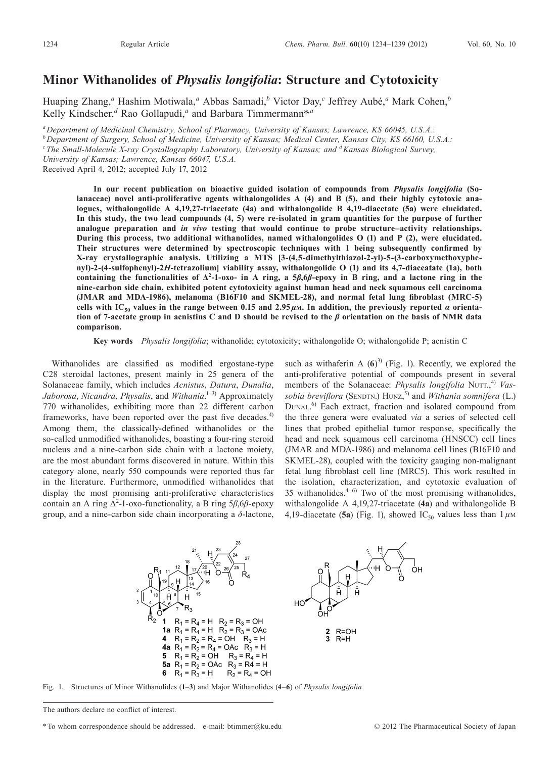# Minor Withanolides of *Physalis longifolia*: Structure and Cytotoxicity

Huaping Zhang,[a] Hashim Motiwala,[a] Abbas Samadi,[b] Victor Day,[c] Jeffrey Aubé,[a] Mark Cohen,[b] Kelly Kindscher,[d] Rao Gollapudi,[a] and Barbara Timmermann*,[a]

[a] Department of Medicinal Chemistry, School of Pharmacy, University of Kansas; Lawrence, KS 66045, U.S.A.: [b] Department of Surgery, School of Medicine, University of Kansas; Medical Center, Kansas City, KS 66160, U.S.A.: [c] The Small-Molecule X-ray Crystallography Laboratory, University of Kansas; and [d] Kansas Biological Survey, University of Kansas; Lawrence, Kansas 66047, U.S.A.

Received April 4, 2012; accepted July 17, 2012

**In our recent publication on bioactive guided isolation of compounds from *Physalis longifolia* (Solanaceae) novel anti-proliferative agents withalongolides A (4) and B (5), and their highly cytotoxic analogues, withalongolide A 4,19,27-triacetate (4a) and withalongolide B 4,19-diacetate (5a) were elucidated. In this study, the two lead compounds (4, 5) were re-isolated in gram quantities for the purpose of further analogue preparation and *in vivo* testing that would continue to probe structure–activity relationships. During this process, two additional withanolides, named withalongolides O (1) and P (2), were elucidated. Their structures were determined by spectroscopic techniques with 1 being subsequently confirmed by X-ray crystallographic analysis. Utilizing a MTS [3-(4,5-dimethylthiazol-2-yl)-5-(3-carboxymethoxyphenyl)-2-(4-sulfophenyl)-2*H*-tetrazolium] viability assay, withalongolide O (1) and its 4,7-diaceatate (1a), both containing the functionalities of $\Delta^2$-1-oxo- in A ring, a 5$\beta$,6$\beta$-epoxy in B ring, and a lactone ring in the nine-carbon side chain, exhibited potent cytotoxicity against human head and neck squamous cell carcinoma (JMAR and MDA-1986), melanoma (B16F10 and SKMEL-28), and normal fetal lung fibroblast (MRC-5) cells with IC$_{50}$ values in the range between 0.15 and 2.95 $\mu$M. In addition, the previously reported $\alpha$ orientation of 7-acetate group in acnistins C and D should be revised to the $\beta$ orientation on the basis of NMR data comparison.**

**Key words** *Physalis longifolia*; withanolide; cytotoxicity; withalongolide O; withalongolide P; acnistin C

Withanolides are classified as modified ergostane-type C28 steroidal lactones, present mainly in 25 genera of the Solanaceae family, which includes *Acnistus*, *Datura*, *Dunalia*, *Jaborosa*, *Nicandra*, *Physalis*, and *Withania*.[1–3] Approximately 770 withanolides, exhibiting more than 22 different carbon frameworks, have been reported over the past five decades.[4] Among them, the classically-defined withanolides or the so-called unmodified withanolides, boasting a four-ring steroid nucleus and a nine-carbon side chain with a lactone moiety, are the most abundant forms discovered in nature. Within this category alone, nearly 550 compounds were reported thus far in the literature. Furthermore, unmodified withanolides that display the most promising anti-proliferative characteristics contain an A ring $\Delta^2$-1-oxo-functionality, a B ring 5$\beta$,6$\beta$-epoxy group, and a nine-carbon side chain incorporating a $\delta$-lactone, such as withaferin A (**6**)[3] (Fig. 1). Recently, we explored the anti-proliferative potential of compounds present in several members of the Solanaceae: *Physalis longifolia* Nutt.,[4] *Vassobia breviflora* (Sendtn.) Hunz,[5] and *Withania somnifera* (L.) Dunal.[6] Each extract, fraction and isolated compound from the three genera were evaluated *via* a series of selected cell lines that probed epithelial tumor response, specifically the head and neck squamous cell carcinoma (HNSCC) cell lines (JMAR and MDA-1986) and melanoma cell lines (B16F10 and SKMEL-28), coupled with the toxicity gauging non-malignant fetal lung fibroblast cell line (MRC5). This work resulted in the isolation, characterization, and cytotoxic evaluation of 35 withanolides.[4–6] Two of the most promising withanolides, withalongolide A 4,19,27-triacetate (**4a**) and withalongolide B 4,19-diacetate (**5a**) (Fig. 1), showed IC$_{50}$ values less than 1 $\mu$M

**1** $R_1 = R_4 = H$ $R_2 = R_3 = OH$
**1a** $R_1 = R_4 = H$ $R_2 = R_3 = OAc$
**4** $R_1 = R_2 = R_4 = OH$ $R_3 = H$
**4a** $R_1 = R_2 = R_4 = OAc$ $R_3 = H$
**5** $R_1 = R_2 = OH$ $R_3 = R_4 = H$
**5a** $R_1 = R_2 = OAc$ $R_3 = R4 = H$
**6** $R_1 = R_3 = H$ $R_2 = R_4 = OH$

**2** R=OH
**3** R=H

Fig. 1. Structures of Minor Withanolides (**1**–**3**) and Major Withanolides (**4**–**6**) of *Physalis longifolia*

The authors declare no conflict of interest.

* To whom correspondence should be addressed. e-mail: btimmer@ku.edu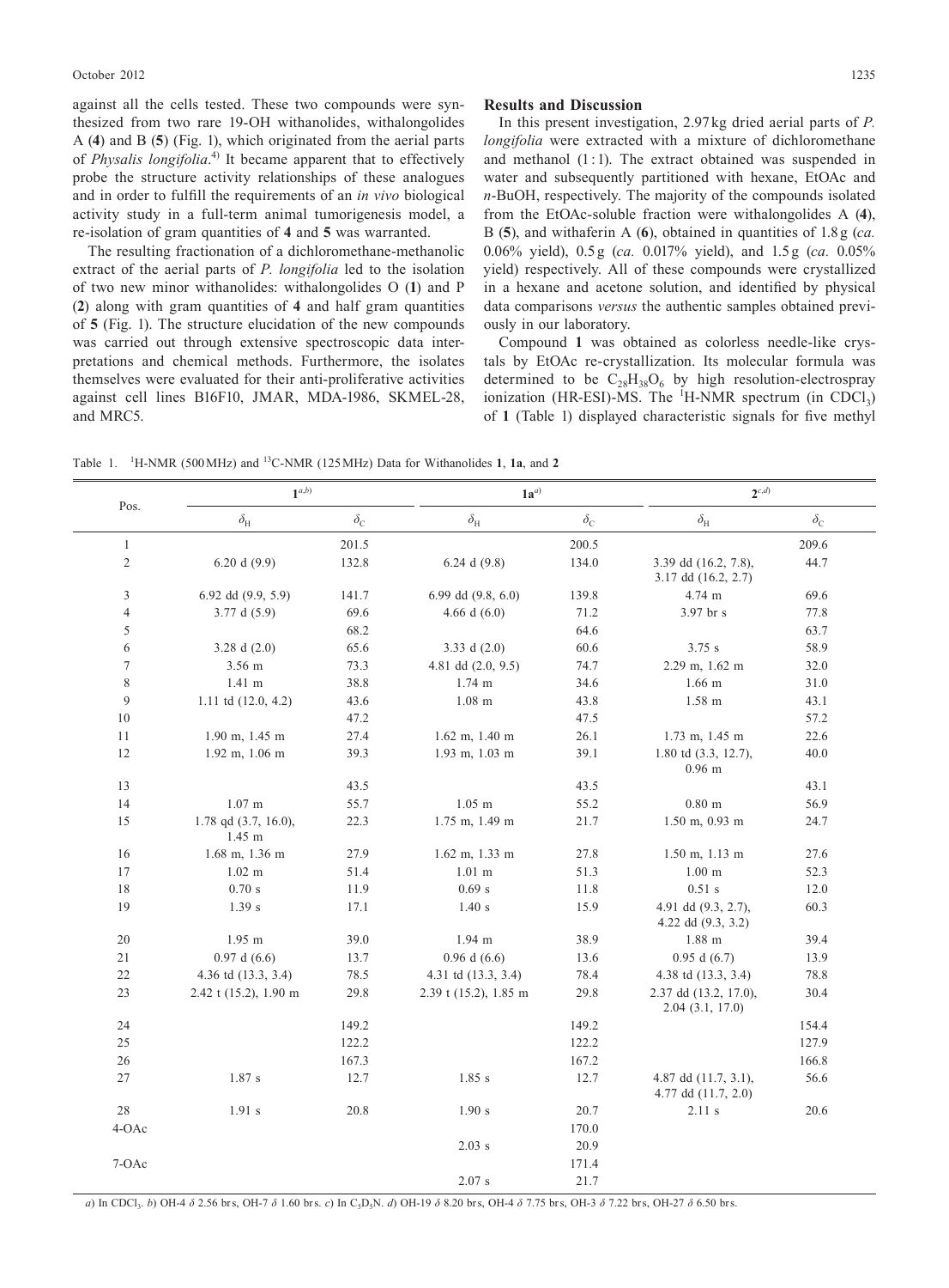against all the cells tested. These two compounds were synthesized from two rare 19-OH withanolides, withalongolides A (**4**) and B (**5**) (Fig. 1), which originated from the aerial parts of *Physalis longifolia*.[4] It became apparent that to effectively probe the structure activity relationships of these analogues and in order to fulfill the requirements of an *in vivo* biological activity study in a full-term animal tumorigenesis model, a re-isolation of gram quantities of **4** and **5** was warranted.

The resulting fractionation of a dichloromethane-methanolic extract of the aerial parts of *P. longifolia* led to the isolation of two new minor withanolides: withalongolides O (**1**) and P (**2**) along with gram quantities of **4** and half gram quantities of **5** (Fig. 1). The structure elucidation of the new compounds was carried out through extensive spectroscopic data interpretations and chemical methods. Furthermore, the isolates themselves were evaluated for their anti-proliferative activities against cell lines B16F10, JMAR, MDA-1986, SKMEL-28, and MRC5.

## Results and Discussion

In this present investigation, 2.97 kg dried aerial parts of *P. longifolia* were extracted with a mixture of dichloromethane and methanol (1 : 1). The extract obtained was suspended in water and subsequently partitioned with hexane, EtOAc and *n*-BuOH, respectively. The majority of the compounds isolated from the EtOAc-soluble fraction were withalongolides A (**4**), B (**5**), and withaferin A (**6**), obtained in quantities of 1.8 g (*ca.* 0.06% yield), 0.5 g (*ca.* 0.017% yield), and 1.5 g (*ca.* 0.05% yield) respectively. All of these compounds were crystallized in a hexane and acetone solution, and identified by physical data comparisons *versus* the authentic samples obtained previously in our laboratory.

Compound **1** was obtained as colorless needle-like crystals by EtOAc re-crystallization. Its molecular formula was determined to be $C_{28}H_{38}O_6$ by high resolution-electrospray ionization (HR-ESI)-MS. The $^1$H-NMR spectrum (in $CDCl_3$) of **1** (Table 1) displayed characteristic signals for five methyl

Table 1. $^1$H-NMR (500 MHz) and $^{13}$C-NMR (125 MHz) Data for Withanolides **1**, **1a**, and **2**

| Pos. | **1**[a,b] | | **1a**[a] | | **2**[c,d] | |
|---|---|---|---|---|---|---|
| | $\delta_H$ | $\delta_C$ | $\delta_H$ | $\delta_C$ | $\delta_H$ | $\delta_C$ |
| 1 | | 201.5 | | 200.5 | | 209.6 |
| 2 | 6.20 d (9.9) | 132.8 | 6.24 d (9.8) | 134.0 | 3.39 dd (16.2, 7.8), 3.17 dd (16.2, 2.7) | 44.7 |
| 3 | 6.92 dd (9.9, 5.9) | 141.7 | 6.99 dd (9.8, 6.0) | 139.8 | 4.74 m | 69.6 |
| 4 | 3.77 d (5.9) | 69.6 | 4.66 d (6.0) | 71.2 | 3.97 br s | 77.8 |
| 5 | | 68.2 | | 64.6 | | 63.7 |
| 6 | 3.28 d (2.0) | 65.6 | 3.33 d (2.0) | 60.6 | 3.75 s | 58.9 |
| 7 | 3.56 m | 73.3 | 4.81 dd (2.0, 9.5) | 74.7 | 2.29 m, 1.62 m | 32.0 |
| 8 | 1.41 m | 38.8 | 1.74 m | 34.6 | 1.66 m | 31.0 |
| 9 | 1.11 td (12.0, 4.2) | 43.6 | 1.08 m | 43.8 | 1.58 m | 43.1 |
| 10 | | 47.2 | | 47.5 | | 57.2 |
| 11 | 1.90 m, 1.45 m | 27.4 | 1.62 m, 1.40 m | 26.1 | 1.73 m, 1.45 m | 22.6 |
| 12 | 1.92 m, 1.06 m | 39.3 | 1.93 m, 1.03 m | 39.1 | 1.80 td (3.3, 12.7), 0.96 m | 40.0 |
| 13 | | 43.5 | | 43.5 | | 43.1 |
| 14 | 1.07 m | 55.7 | 1.05 m | 55.2 | 0.80 m | 56.9 |
| 15 | 1.78 qd (3.7, 16.0), 1.45 m | 22.3 | 1.75 m, 1.49 m | 21.7 | 1.50 m, 0.93 m | 24.7 |
| 16 | 1.68 m, 1.36 m | 27.9 | 1.62 m, 1.33 m | 27.8 | 1.50 m, 1.13 m | 27.6 |
| 17 | 1.02 m | 51.4 | 1.01 m | 51.3 | 1.00 m | 52.3 |
| 18 | 0.70 s | 11.9 | 0.69 s | 11.8 | 0.51 s | 12.0 |
| 19 | 1.39 s | 17.1 | 1.40 s | 15.9 | 4.91 dd (9.3, 2.7), 4.22 dd (9.3, 3.2) | 60.3 |
| 20 | 1.95 m | 39.0 | 1.94 m | 38.9 | 1.88 m | 39.4 |
| 21 | 0.97 d (6.6) | 13.7 | 0.96 d (6.6) | 13.6 | 0.95 d (6.7) | 13.9 |
| 22 | 4.36 td (13.3, 3.4) | 78.5 | 4.31 td (13.3, 3.4) | 78.4 | 4.38 td (13.3, 3.4) | 78.8 |
| 23 | 2.42 t (15.2), 1.90 m | 29.8 | 2.39 t (15.2), 1.85 m | 29.8 | 2.37 dd (13.2, 17.0), 2.04 (3.1, 17.0) | 30.4 |
| 24 | | 149.2 | | 149.2 | | 154.4 |
| 25 | | 122.2 | | 122.2 | | 127.9 |
| 26 | | 167.3 | | 167.2 | | 166.8 |
| 27 | 1.87 s | 12.7 | 1.85 s | 12.7 | 4.87 dd (11.7, 3.1), 4.77 dd (11.7, 2.0) | 56.6 |
| 28 | 1.91 s | 20.8 | 1.90 s | 20.7 | 2.11 s | 20.6 |
| 4-OAc | | | | 170.0 | | |
| | | | 2.03 s | 20.9 | | |
| 7-OAc | | | | 171.4 | | |
| | | | 2.07 s | 21.7 | | |

*a*) In $CDCl_3$. *b*) OH-4 $\delta$ 2.56 brs, OH-7 $\delta$ 1.60 brs. *c*) In $C_5D_5N$. *d*) OH-19 $\delta$ 8.20 brs, OH-4 $\delta$ 7.75 brs, OH-3 $\delta$ 7.22 brs, OH-27 $\delta$ 6.50 brs.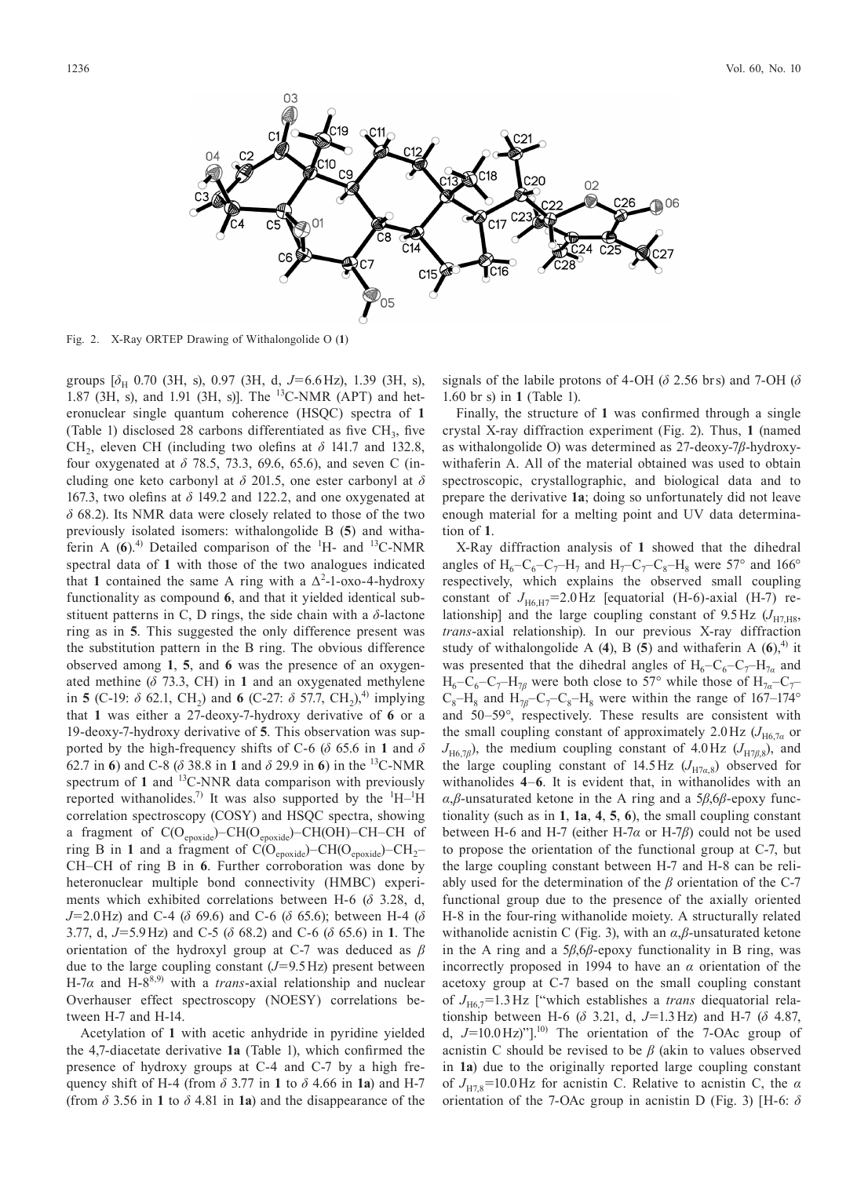Fig. 2. X-Ray ORTEP Drawing of Withalongolide O (**1**)

groups [$\delta_H$ 0.70 (3H, s), 0.97 (3H, d, $J$=6.6 Hz), 1.39 (3H, s), 1.87 (3H, s), and 1.91 (3H, s)]. The $^{13}$C-NMR (APT) and heteronuclear single quantum coherence (HSQC) spectra of **1** (Table 1) disclosed 28 carbons differentiated as five $CH_3$, five $CH_2$, eleven CH (including two olefins at $\delta$ 141.7 and 132.8, four oxygenated at $\delta$ 78.5, 73.3, 69.6, 65.6), and seven C (including one keto carbonyl at $\delta$ 201.5, one ester carbonyl at $\delta$ 167.3, two olefins at $\delta$ 149.2 and 122.2, and one oxygenated at $\delta$ 68.2). Its NMR data were closely related to those of the two previously isolated isomers: withalongolide B (**5**) and withaferin A (**6**).[4] Detailed comparison of the $^1$H- and $^{13}$C-NMR spectral data of **1** with those of the two analogues indicated that **1** contained the same A ring with a $\Delta^2$-1-oxo-4-hydroxy functionality as compound **6**, and that it yielded identical substituent patterns in C, D rings, the side chain with a $\delta$-lactone ring as in **5**. This suggested the only difference present was the substitution pattern in the B ring. The obvious difference observed among **1**, **5**, and **6** was the presence of an oxygenated methine ($\delta$ 73.3, CH) in **1** and an oxygenated methylene in **5** (C-19: $\delta$ 62.1, $CH_2$) and **6** (C-27: $\delta$ 57.7, $CH_2$),[4] implying that **1** was either a 27-deoxy-7-hydroxy derivative of **6** or a 19-deoxy-7-hydroxy derivative of **5**. This observation was supported by the high-frequency shifts of C-6 ($\delta$ 65.6 in **1** and $\delta$ 62.7 in **6**) and C-8 ($\delta$ 38.8 in **1** and $\delta$ 29.9 in **6**) in the $^{13}$C-NMR spectrum of **1** and $^{13}$C-NNR data comparison with previously reported withanolides.[7] It was also supported by the $^1$H–$^1$H correlation spectroscopy (COSY) and HSQC spectra, showing a fragment of C(O$_{epoxide}$)–CH(O$_{epoxide}$)–CH(OH)–CH–CH of ring B in **1** and a fragment of C(O$_{epoxide}$)–CH(O$_{epoxide}$)–$CH_2$–CH–CH of ring B in **6**. Further corroboration was done by heteronuclear multiple bond connectivity (HMBC) experiments which exhibited correlations between H-6 ($\delta$ 3.28, d, $J$=2.0 Hz) and C-4 ($\delta$ 69.6) and C-6 ($\delta$ 65.6); between H-4 ($\delta$ 3.77, d, $J$=5.9 Hz) and C-5 ($\delta$ 68.2) and C-6 ($\delta$ 65.6) in **1**. The orientation of the hydroxyl group at C-7 was deduced as $\beta$ due to the large coupling constant ($J$=9.5 Hz) present between H-7$\alpha$ and H-8[8,9] with a *trans*-axial relationship and nuclear Overhauser effect spectroscopy (NOESY) correlations between H-7 and H-14.

Acetylation of **1** with acetic anhydride in pyridine yielded the 4,7-diacetate derivative **1a** (Table 1), which confirmed the presence of hydroxy groups at C-4 and C-7 by a high frequency shift of H-4 (from $\delta$ 3.77 in **1** to $\delta$ 4.66 in **1a**) and H-7 (from $\delta$ 3.56 in **1** to $\delta$ 4.81 in **1a**) and the disappearance of the signals of the labile protons of 4-OH ($\delta$ 2.56 br s) and 7-OH ($\delta$ 1.60 br s) in **1** (Table 1).

Finally, the structure of **1** was confirmed through a single crystal X-ray diffraction experiment (Fig. 2). Thus, **1** (named as withalongolide O) was determined as 27-deoxy-7$\beta$-hydroxywithaferin A. All of the material obtained was used to obtain spectroscopic, crystallographic, and biological data and to prepare the derivative **1a**; doing so unfortunately did not leave enough material for a melting point and UV data determination of **1**.

X-Ray diffraction analysis of **1** showed that the dihedral angles of $H_6$–$C_6$–$C_7$–$H_7$ and $H_7$–$C_7$–$C_8$–$H_8$ were 57° and 166° respectively, which explains the observed small coupling constant of $J_{H6,H7}$=2.0 Hz [equatorial (H-6)-axial (H-7) relationship] and the large coupling constant of 9.5 Hz ($J_{H7,H8}$, *trans*-axial relationship). In our previous X-ray diffraction study of withalongolide A (**4**), B (**5**) and withaferin A (**6**),[4] it was presented that the dihedral angles of $H_6$–$C_6$–$C_7$–$H_{7\alpha}$ and $H_6$–$C_6$–$C_7$–$H_{7\beta}$ were both close to 57° while those of $H_{7\alpha}$–$C_7$–$C_8$–$H_8$ and $H_{7\beta}$–$C_7$–$C_8$–$H_8$ were within the range of 167–174° and 50–59°, respectively. These results are consistent with the small coupling constant of approximately 2.0 Hz ($J_{H6,7\alpha}$ or $J_{H6,7\beta}$), the medium coupling constant of 4.0 Hz ($J_{H7\beta,8}$), and the large coupling constant of 14.5 Hz ($J_{H7\alpha,8}$) observed for withanolides **4**–**6**. It is evident that, in withanolides with an $\alpha$,$\beta$-unsaturated ketone in the A ring and a 5$\beta$,6$\beta$-epoxy functionality (such as in **1**, **1a**, **4**, **5**, **6**), the small coupling constant between H-6 and H-7 (either H-7$\alpha$ or H-7$\beta$) could not be used to propose the orientation of the functional group at C-7, but the large coupling constant between H-7 and H-8 can be reliably used for the determination of the $\beta$ orientation of the C-7 functional group due to the presence of the axially oriented H-8 in the four-ring withanolide moiety. A structurally related withanolide acnistin C (Fig. 3), with an $\alpha$,$\beta$-unsaturated ketone in the A ring and a 5$\beta$,6$\beta$-epoxy functionality in B ring, was incorrectly proposed in 1994 to have an $\alpha$ orientation of the acetoxy group at C-7 based on the small coupling constant of $J_{H6,7}$=1.3 Hz ["which establishes a *trans* diequatorial relationship between H-6 ($\delta$ 3.21, d, $J$=1.3 Hz) and H-7 ($\delta$ 4.87, d, $J$=10.0 Hz)"].[10] The orientation of the 7-OAc group of acnistin C should be revised to be $\beta$ (akin to values observed in **1a**) due to the originally reported large coupling constant of $J_{H7,8}$=10.0 Hz for acnistin C. Relative to acnistin C, the $\alpha$ orientation of the 7-OAc group in acnistin D (Fig. 3) [H-6: $\delta$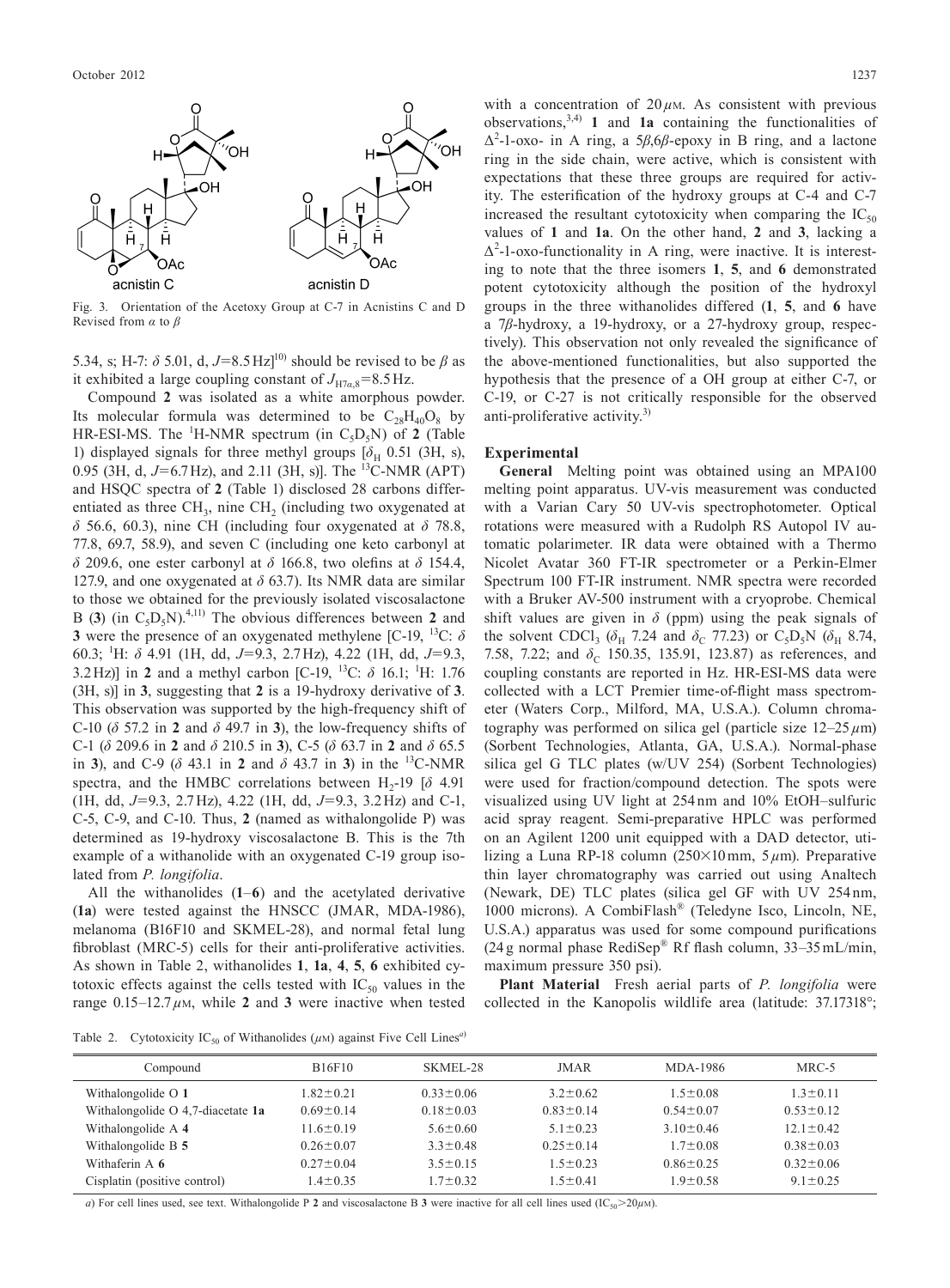Fig. 3. Orientation of the Acetoxy Group at C-7 in Acnistins C and D Revised from $\alpha$ to $\beta$

5.34, s; H-7: $\delta$ 5.01, d, $J$=8.5 Hz][10]) should be revised to be $\beta$ as it exhibited a large coupling constant of $J_{H7\alpha,8}$=8.5 Hz.

Compound **2** was isolated as a white amorphous powder. Its molecular formula was determined to be $C_{28}H_{40}O_8$ by HR-ESI-MS. The $^1$H-NMR spectrum (in $C_5D_5N$) of **2** (Table 1) displayed signals for three methyl groups [$\delta_H$ 0.51 (3H, s), 0.95 (3H, d, $J$=6.7 Hz), and 2.11 (3H, s)]. The $^{13}$C-NMR (APT) and HSQC spectra of **2** (Table 1) disclosed 28 carbons differentiated as three $CH_3$, nine $CH_2$ (including two oxygenated at $\delta$ 56.6, 60.3), nine CH (including four oxygenated at $\delta$ 78.8, 77.8, 69.7, 58.9), and seven C (including one keto carbonyl at $\delta$ 209.6, one ester carbonyl at $\delta$ 166.8, two olefins at $\delta$ 154.4, 127.9, and one oxygenated at $\delta$ 63.7). Its NMR data are similar to those we obtained for the previously isolated viscosalactone B (**3**) (in $C_5D_5N$).[4,11] The obvious differences between **2** and **3** were the presence of an oxygenated methylene [C-19, $^{13}$C: $\delta$ 60.3; $^1$H: $\delta$ 4.91 (1H, dd, $J$=9.3, 2.7 Hz), 4.22 (1H, dd, $J$=9.3, 3.2 Hz)] in **2** and a methyl carbon [C-19, $^{13}$C: $\delta$ 16.1; $^1$H: 1.76 (3H, s)] in **3**, suggesting that **2** is a 19-hydroxy derivative of **3**. This observation was supported by the high-frequency shift of C-10 ($\delta$ 57.2 in **2** and $\delta$ 49.7 in **3**), the low-frequency shifts of C-1 ($\delta$ 209.6 in **2** and $\delta$ 210.5 in **3**), C-5 ($\delta$ 63.7 in **2** and $\delta$ 65.5 in **3**), and C-9 ($\delta$ 43.1 in **2** and $\delta$ 43.7 in **3**) in the $^{13}$C-NMR spectra, and the HMBC correlations between $H_2$-19 [$\delta$ 4.91 (1H, dd, $J$=9.3, 2.7 Hz), 4.22 (1H, dd, $J$=9.3, 3.2 Hz) and C-1, C-5, C-9, and C-10. Thus, **2** (named as withalongolide P) was determined as 19-hydroxy viscosalactone B. This is the 7th example of a withanolide with an oxygenated C-19 group isolated from *P. longifolia*.

All the withanolides (**1**–**6**) and the acetylated derivative (**1a**) were tested against the HNSCC (JMAR, MDA-1986), melanoma (B16F10 and SKMEL-28), and normal fetal lung fibroblast (MRC-5) cells for their anti-proliferative activities. As shown in Table 2, withanolides **1**, **1a**, **4**, **5**, **6** exhibited cytotoxic effects against the cells tested with $IC_{50}$ values in the range 0.15–12.7 $\mu$M, while **2** and **3** were inactive when tested with a concentration of 20 $\mu$M. As consistent with previous observations,[3,4] **1** and **1a** containing the functionalities of $\Delta^2$-1-oxo- in A ring, a 5$\beta$,6$\beta$-epoxy in B ring, and a lactone ring in the side chain, were active, which is consistent with expectations that these three groups are required for activity. The esterification of the hydroxy groups at C-4 and C-7 increased the resultant cytotoxicity when comparing the $IC_{50}$ values of **1** and **1a**. On the other hand, **2** and **3**, lacking a $\Delta^2$-1-oxo-functionality in A ring, were inactive. It is interesting to note that the three isomers **1**, **5**, and **6** demonstrated potent cytotoxicity although the position of the hydroxyl groups in the three withanolides differed (**1**, **5**, and **6** have a 7$\beta$-hydroxy, a 19-hydroxy, or a 27-hydroxy group, respectively). This observation not only revealed the significance of the above-mentioned functionalities, but also supported the hypothesis that the presence of a OH group at either C-7, or C-19, or C-27 is not critically responsible for the observed anti-proliferative activity.[3)]

## Experimental

**General** Melting point was obtained using an MPA100 melting point apparatus. UV-vis measurement was conducted with a Varian Cary 50 UV-vis spectrophotometer. Optical rotations were measured with a Rudolph RS Autopol IV automatic polarimeter. IR data were obtained with a Thermo Nicolet Avatar 360 FT-IR spectrometer or a Perkin-Elmer Spectrum 100 FT-IR instrument. NMR spectra were recorded with a Bruker AV-500 instrument with a cryoprobe. Chemical shift values are given in $\delta$ (ppm) using the peak signals of the solvent $CDCl_3$ ($\delta_H$ 7.24 and $\delta_C$ 77.23) or $C_5D_5N$ ($\delta_H$ 8.74, 7.58, 7.22; and $\delta_C$ 150.35, 135.91, 123.87) as references, and coupling constants are reported in Hz. HR-ESI-MS data were collected with a LCT Premier time-of-flight mass spectrometer (Waters Corp., Milford, MA, U.S.A.). Column chromatography was performed on silica gel (particle size 12–25 $\mu$m) (Sorbent Technologies, Atlanta, GA, U.S.A.). Normal-phase silica gel G TLC plates (w/UV 254) (Sorbent Technologies) were used for fraction/compound detection. The spots were visualized using UV light at 254 nm and 10% EtOH–sulfuric acid spray reagent. Semi-preparative HPLC was performed on an Agilent 1200 unit equipped with a DAD detector, utilizing a Luna RP-18 column (250×10 mm, 5 $\mu$m). Preparative thin layer chromatography was carried out using Analtech (Newark, DE) TLC plates (silica gel GF with UV 254 nm, 1000 microns). A CombiFlash® (Teledyne Isco, Lincoln, NE, U.S.A.) apparatus was used for some compound purifications (24 g normal phase RediSep® Rf flash column, 33–35 mL/min, maximum pressure 350 psi).

**Plant Material** Fresh aerial parts of *P. longifolia* were collected in the Kanopolis wildlife area (latitude: 37.17318°;

Table 2. Cytotoxicity $IC_{50}$ of Withanolides ($\mu$M) against Five Cell Lines[a)]

| Compound | B16F10 | SKMEL-28 | JMAR | MDA-1986 | MRC-5 |
|---|---|---|---|---|---|
| Withalongolide O **1** | 1.82±0.21 | 0.33±0.06 | 3.2±0.62 | 1.5±0.08 | 1.3±0.11 |
| Withalongolide O 4,7-diacetate **1a** | 0.69±0.14 | 0.18±0.03 | 0.83±0.14 | 0.54±0.07 | 0.53±0.12 |
| Withalongolide A **4** | 11.6±0.19 | 5.6±0.60 | 5.1±0.23 | 3.10±0.46 | 12.1±0.42 |
| Withalongolide B **5** | 0.26±0.07 | 3.3±0.48 | 0.25±0.14 | 1.7±0.08 | 0.38±0.03 |
| Withaferin A **6** | 0.27±0.04 | 3.5±0.15 | 1.5±0.23 | 0.86±0.25 | 0.32±0.06 |
| Cisplatin (positive control) | 1.4±0.35 | 1.7±0.32 | 1.5±0.41 | 1.9±0.58 | 9.1±0.25 |

*a*) For cell lines used, see text. Withalongolide P **2** and viscosalactone B **3** were inactive for all cell lines used ($IC_{50}$>20 $\mu$M).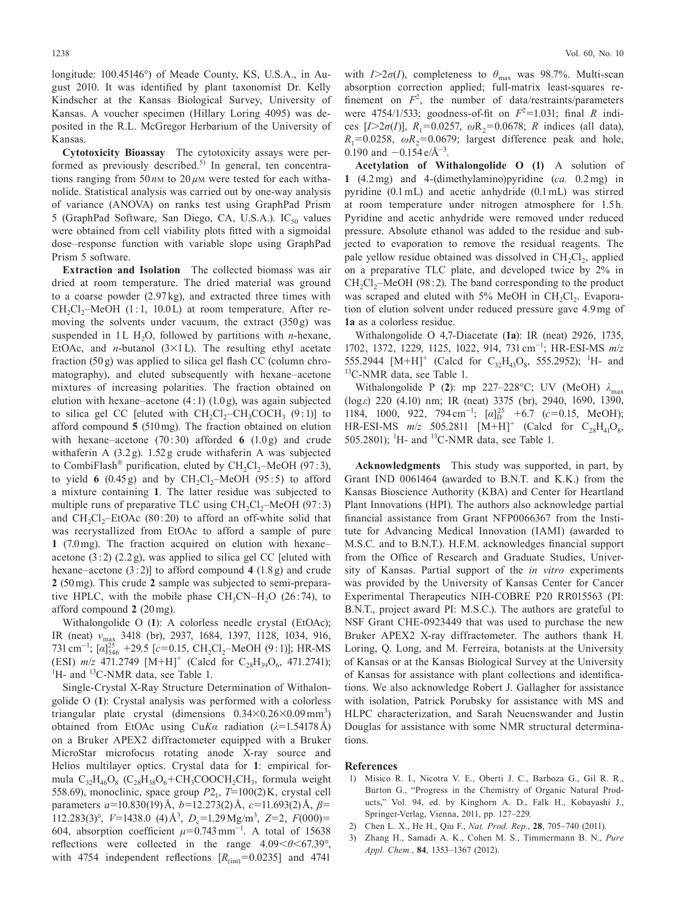longitude: 100.45146°) of Meade County, KS, U.S.A., in August 2010. It was identified by plant taxonomist Dr. Kelly Kindscher at the Kansas Biological Survey, University of Kansas. A voucher specimen (Hillary Loring 4095) was deposited in the R.L. McGregor Herbarium of the University of Kansas.

**Cytotoxicity Bioassay** The cytotoxicity assays were performed as previously described.[5] In general, ten concentrations ranging from 50 nM to 20 μM were tested for each withanolide. Statistical analysis was carried out by one-way analysis of variance (ANOVA) on ranks test using GraphPad Prism 5 (GraphPad Software, San Diego, CA, U.S.A.). $IC_{50}$ values were obtained from cell viability plots fitted with a sigmoidal dose–response function with variable slope using GraphPad Prism 5 software.

**Extraction and Isolation** The collected biomass was air dried at room temperature. The dried material was ground to a coarse powder (2.97 kg), and extracted three times with $CH_2Cl_2$–MeOH (1 : 1, 10.0 L) at room temperature. After removing the solvents under vacuum, the extract (350 g) was suspended in 1 L $H_2O$, followed by partitions with *n*-hexane, EtOAc, and *n*-butanol (3×1 L). The resulting ethyl acetate fraction (50 g) was applied to silica gel flash CC (column chromatography), and eluted subsequently with hexane–acetone mixtures of increasing polarities. The fraction obtained on elution with hexane–acetone (4 : 1) (1.0 g), was again subjected to silica gel CC [eluted with $CH_2Cl_2$–$CH_3COCH_3$ (9 : 1)] to afford compound **5** (510 mg). The fraction obtained on elution with hexane–acetone (70 : 30) afforded **6** (1.0 g) and crude withaferin A (3.2 g). 1.52 g crude withaferin A was subjected to CombiFlash® purification, eluted by $CH_2Cl_2$–MeOH (97 : 3), to yield **6** (0.45 g) and by $CH_2Cl_2$–MeOH (95 : 5) to afford a mixture containing **1**. The latter residue was subjected to multiple runs of preparative TLC using $CH_2Cl_2$–MeOH (97 : 3) and $CH_2Cl_2$–EtOAc (80 : 20) to afford an off-white solid that was recrystallized from EtOAc to afford a sample of pure **1** (7.0 mg). The fraction acquired on elution with hexane–acetone (3 : 2) (2.2 g), was applied to silica gel CC [eluted with hexane–acetone (3 : 2)] to afford compound **4** (1.8 g) and crude **2** (50 mg). This crude **2** sample was subjected to semi-preparative HPLC, with the mobile phase $CH_3CN$–$H_2O$ (26 : 74), to afford compound **2** (20 mg).

Withalongolide O (**1**): A colorless needle crystal (EtOAc); IR (neat) $\nu_{max}$ 3418 (br), 2937, 1684, 1397, 1128, 1034, 916, 731 cm$^{-1}$; $[\alpha]_{546}^{25}$ +29.5 [$c$=0.15, $CH_2Cl_2$–MeOH (9 : 1)]; HR-MS (ESI) $m/z$ 471.2749 $[M+H]^+$ (Calcd for $C_{28}H_{39}O_6$, 471.2741); $^1H$- and $^{13}C$-NMR data, see Table 1.

Single-Crystal X-Ray Structure Determination of Withalongolide O (**1**): Crystal analysis was performed with a colorless triangular plate crystal (dimensions 0.34×0.26×0.09 mm$^3$) obtained from EtOAc using Cu*Kα* radiation ($\lambda$=1.54178 Å) on a Bruker APEX2 diffractometer equipped with a Bruker MicroStar microfocus rotating anode X-ray source and Helios multilayer optics. Crystal data for **1**: empirical formula $C_{32}H_{46}O_8$ ($C_{28}H_{38}O_6$+$CH_3COOCH_2CH_3$, formula weight 558.69), monoclinic, space group $P2_1$, $T$=100(2) K, crystal cell parameters $a$=10.830(19) Å, $b$=12.273(2) Å, $c$=11.693(2) Å, $\beta$=112.283(3)°, $V$=1438.0 (4) Å$^3$, $D_c$=1.29 Mg/m$^3$, $Z$=2, $F(000)$=604, absorption coefficient $\mu$=0.743 mm$^{-1}$. A total of 15638 reflections were collected in the range 4.09<$\theta$<67.39°, with 4754 independent reflections [$R_{(int)}$=0.0235] and 4741 with $I$>2$\sigma$($I$), completeness to $\theta_{max}$ was 98.7%. Multi-scan absorption correction applied; full-matrix least-squares refinement on $F^2$, the number of data/restraints/parameters were 4754/1/533; goodness-of-fit on $F^2$=1.031; final $R$ indices [$I$>2$\sigma$($I$)], $R_1$=0.0257, $\omega R_2$=0.0678; $R$ indices (all data), $R_1$=0.0258, $\omega R_2$=0.0679; largest difference peak and hole, 0.190 and −0.154 e/Å$^{-3}$.

**Acetylation of Withalongolide O (1)** A solution of **1** (4.2 mg) and 4-(dimethylamino)pyridine (*ca.* 0.2 mg) in pyridine (0.1 mL) and acetic anhydride (0.1 mL) was stirred at room temperature under nitrogen atmosphere for 1.5 h. Pyridine and acetic anhydride were removed under reduced pressure. Absolute ethanol was added to the residue and subjected to evaporation to remove the residual reagents. The pale yellow residue obtained was dissolved in $CH_2Cl_2$, applied on a preparative TLC plate, and developed twice by 2% in $CH_2Cl_2$–MeOH (98 : 2). The band corresponding to the product was scraped and eluted with 5% MeOH in $CH_2Cl_2$. Evaporation of elution solvent under reduced pressure gave 4.9 mg of **1a** as a colorless residue.

Withalongolide O 4,7-Diacetate (**1a**): IR (neat) 2926, 1735, 1702, 1372, 1229, 1125, 1022, 914, 731 cm$^{-1}$; HR-ESI-MS $m/z$ 555.2944 $[M+H]^+$ (Calcd for $C_{32}H_{43}O_8$, 555.2952); $^1H$- and $^{13}C$-NMR data, see Table 1.

Withalongolide P (**2**): mp 227–228°C; UV (MeOH) $\lambda_{max}$ (log$\varepsilon$) 220 (4.10) nm; IR (neat) 3375 (br), 2940, 1690, 1390, 1184, 1000, 922, 794 cm$^{-1}$; $[\alpha]_D^{25}$ +6.7 ($c$=0.15, MeOH); HR-ESI-MS $m/z$ 505.2811 $[M+H]^+$ (Calcd for $C_{28}H_{41}O_8$, 505.2801); $^1H$- and $^{13}C$-NMR data, see Table 1.

**Acknowledgments** This study was supported, in part, by Grant IND 0061464 (awarded to B.N.T. and K.K.) from the Kansas Bioscience Authority (KBA) and Center for Heartland Plant Innovations (HPI). The authors also acknowledge partial financial assistance from Grant NFP0066367 from the Institute for Advancing Medical Innovation (IAMI) (awarded to M.S.C. and to B.N.T.). H.F.M. acknowledges financial support from the Office of Research and Graduate Studies, University of Kansas. Partial support of the *in vitro* experiments was provided by the University of Kansas Center for Cancer Experimental Therapeutics NIH-COBRE P20 RR015563 (PI: B.N.T., project award PI: M.S.C.). The authors are grateful to NSF Grant CHE-0923449 that was used to purchase the new Bruker APEX2 X-ray diffractometer. The authors thank H. Loring, Q. Long, and M. Ferreira, botanists at the University of Kansas or at the Kansas Biological Survey at the University of Kansas for assistance with plant collections and identifications. We also acknowledge Robert J. Gallagher for assistance with isolation, Patrick Porubsky for assistance with MS and HLPC characterization, and Sarah Neuenswander and Justin Douglas for assistance with some NMR structural determinations.

## References

1) Misico R. I., Nicotra V. E., Oberti J. C., Barboza G., Gil R. R., Burton G., "Progress in the Chemistry of Organic Natural Products," Vol. 94, ed. by Kinghorn A. D., Falk H., Kobayashi J., Springer-Verlag, Vienna, 2011, pp. 127–229.
2) Chen L. X., He H., Qiu F., *Nat. Prod. Rep.*, **28**, 705–740 (2011).
3) Zhang H., Samadi A. K., Cohen M. S., Timmermann B. N., *Pure Appl. Chem.*, **84**, 1353–1367 (2012).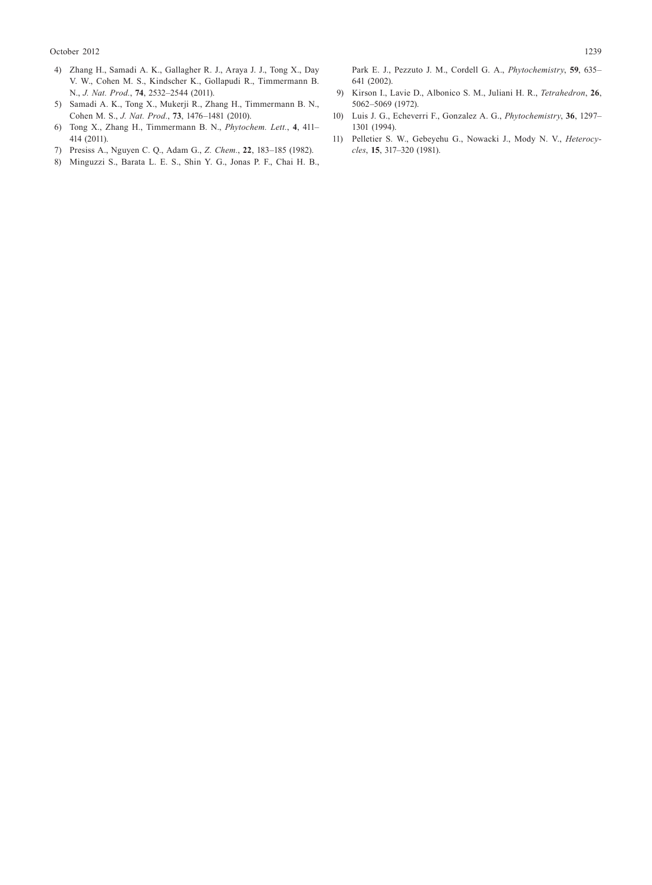4) Zhang H., Samadi A. K., Gallagher R. J., Araya J. J., Tong X., Day V. W., Cohen M. S., Kindscher K., Gollapudi R., Timmermann B. N., *J. Nat. Prod.*, **74**, 2532–2544 (2011).
5) Samadi A. K., Tong X., Mukerji R., Zhang H., Timmermann B. N., Cohen M. S., *J. Nat. Prod*., **73**, 1476–1481 (2010).
6) Tong X., Zhang H., Timmermann B. N., *Phytochem. Lett.*, **4**, 411–414 (2011).
7) Presiss A., Nguyen C. Q., Adam G., *Z. Chem*., **22**, 183–185 (1982).
8) Minguzzi S., Barata L. E. S., Shin Y. G., Jonas P. F., Chai H. B., Park E. J., Pezzuto J. M., Cordell G. A., *Phytochemistry*, **59**, 635–641 (2002).
9) Kirson I., Lavie D., Albonico S. M., Juliani H. R., *Tetrahedron*, **26**, 5062–5069 (1972).
10) Luis J. G., Echeverri F., Gonzalez A. G., *Phytochemistry*, **36**, 1297–1301 (1994).
11) Pelletier S. W., Gebeyehu G., Nowacki J., Mody N. V., *Heterocycles*, **15**, 317–320 (1981).